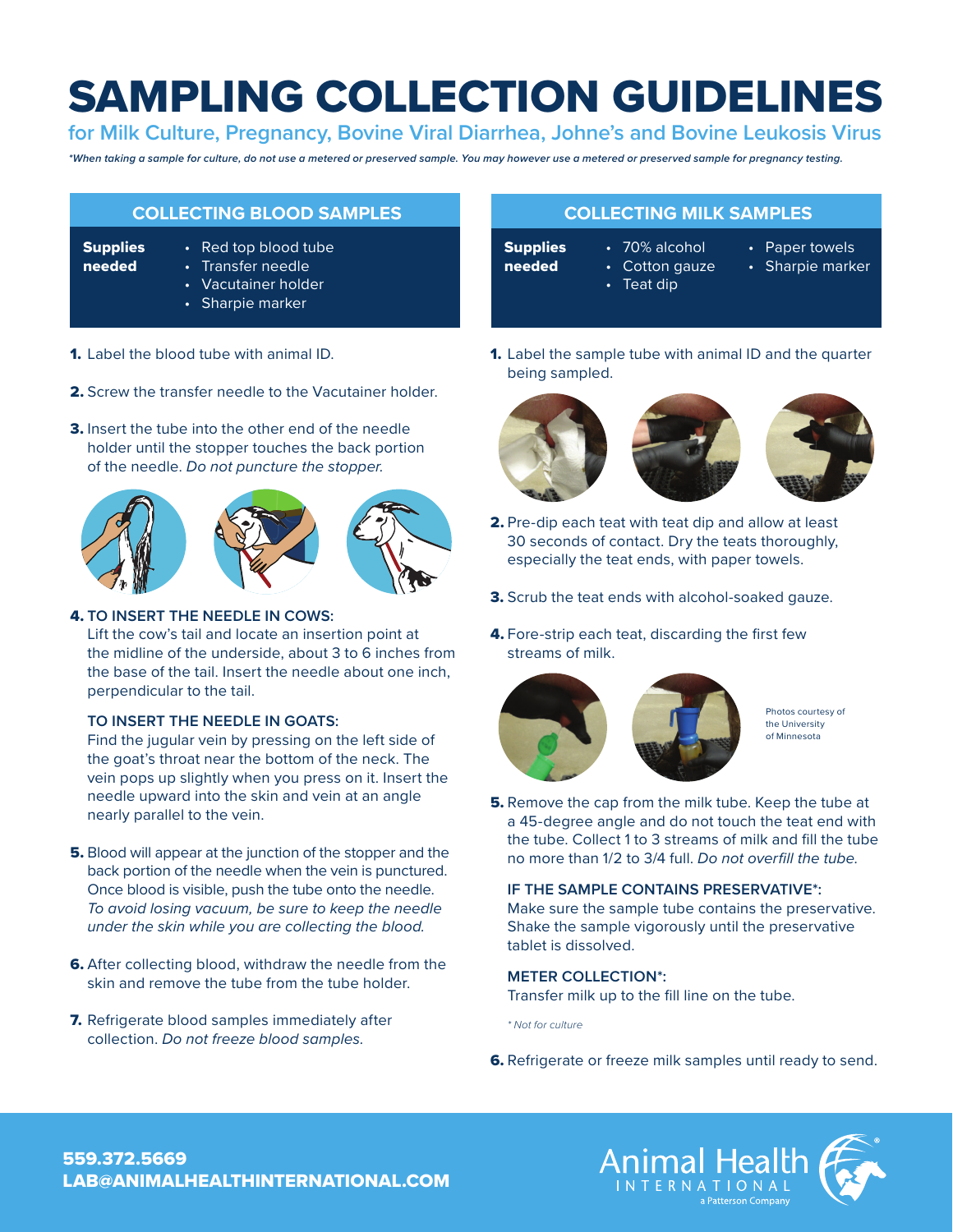# SAMPLING COLLECTION GUIDELINES

## for Milk Culture, Pregnancy, Bovine Viral Diarrhea, Johne's and Bovine Leukosis Virus

***When taking a sample for culture, do not use a metered or preserved sample. You may however use a metered or preserved sample for pregnancy testing.***

## COLLECTING BLOOD SAMPLES

**Supplies needed**

- Red top blood tube
- Transfer needle
- Vacutainer holder
- Sharpie marker

**1.** Label the blood tube with animal ID.

**2.** Screw the transfer needle to the Vacutainer holder.

**3.** Insert the tube into the other end of the needle holder until the stopper touches the back portion of the needle. *Do not puncture the stopper.*

**4. TO INSERT THE NEEDLE IN COWS:**
Lift the cow's tail and locate an insertion point at the midline of the underside, about 3 to 6 inches from the base of the tail. Insert the needle about one inch, perpendicular to the tail.

**TO INSERT THE NEEDLE IN GOATS:**
Find the jugular vein by pressing on the left side of the goat's throat near the bottom of the neck. The vein pops up slightly when you press on it. Insert the needle upward into the skin and vein at an angle nearly parallel to the vein.

**5.** Blood will appear at the junction of the stopper and the back portion of the needle when the vein is punctured. Once blood is visible, push the tube onto the needle. *To avoid losing vacuum, be sure to keep the needle under the skin while you are collecting the blood.*

**6.** After collecting blood, withdraw the needle from the skin and remove the tube from the tube holder.

**7.** Refrigerate blood samples immediately after collection. *Do not freeze blood samples.*

## COLLECTING MILK SAMPLES

**Supplies needed**

- 70% alcohol
- Cotton gauze
- Teat dip
- Paper towels
- Sharpie marker

**1.** Label the sample tube with animal ID and the quarter being sampled.

**2.** Pre-dip each teat with teat dip and allow at least 30 seconds of contact. Dry the teats thoroughly, especially the teat ends, with paper towels.

**3.** Scrub the teat ends with alcohol-soaked gauze.

**4.** Fore-strip each teat, discarding the first few streams of milk.

Photos courtesy of the University of Minnesota

**5.** Remove the cap from the milk tube. Keep the tube at a 45-degree angle and do not touch the teat end with the tube. Collect 1 to 3 streams of milk and fill the tube no more than 1/2 to 3/4 full. *Do not overfill the tube.*

**IF THE SAMPLE CONTAINS PRESERVATIVE*:**
Make sure the sample tube contains the preservative. Shake the sample vigorously until the preservative tablet is dissolved.

**METER COLLECTION*:**
Transfer milk up to the fill line on the tube.

*\* Not for culture*

**6.** Refrigerate or freeze milk samples until ready to send.

**559.372.5669**
**LAB@ANIMALHEALTHINTERNATIONAL.COM**

Animal Health International, a Patterson Company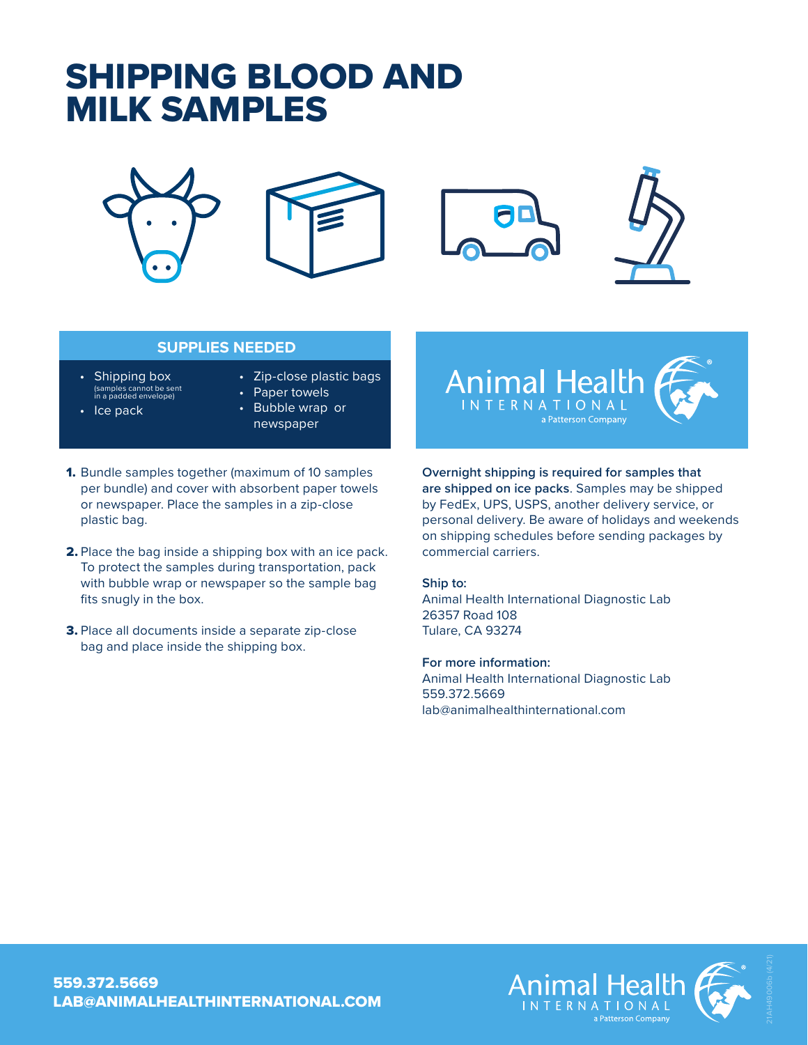# SHIPPING BLOOD AND MILK SAMPLES

## SUPPLIES NEEDED

- Shipping box (samples cannot be sent in a padded envelope)
- Ice pack
- Zip-close plastic bags
- Paper towels
- Bubble wrap or newspaper

Animal Health INTERNATIONAL a Patterson Company

1. Bundle samples together (maximum of 10 samples per bundle) and cover with absorbent paper towels or newspaper. Place the samples in a zip-close plastic bag.
2. Place the bag inside a shipping box with an ice pack. To protect the samples during transportation, pack with bubble wrap or newspaper so the sample bag fits snugly in the box.
3. Place all documents inside a separate zip-close bag and place inside the shipping box.

**Overnight shipping is required for samples that are shipped on ice packs**. Samples may be shipped by FedEx, UPS, USPS, another delivery service, or personal delivery. Be aware of holidays and weekends on shipping schedules before sending packages by commercial carriers.

**Ship to:**
Animal Health International Diagnostic Lab
26357 Road 108
Tulare, CA 93274

**For more information:**
Animal Health International Diagnostic Lab
559.372.5669
lab@animalhealthinternational.com

**559.372.5669**
**LAB@ANIMALHEALTHINTERNATIONAL.COM**

Animal Health INTERNATIONAL a Patterson Company

21AH9006b (4/21)